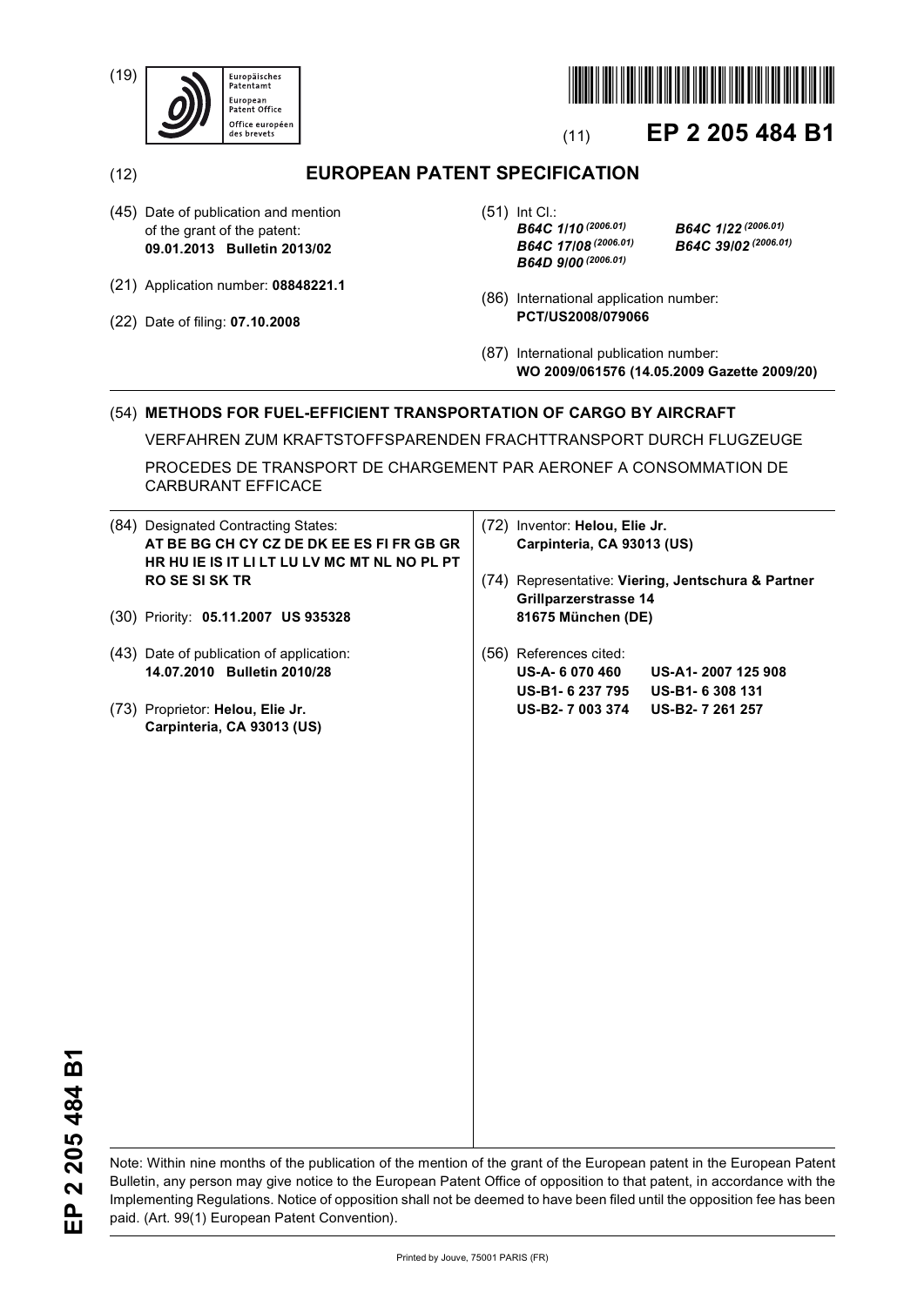(19) Europäisches Patentamt
European Patent Office
Office européen des brevets

(11) **EP 2 205 484 B1**

(12) **EUROPEAN PATENT SPECIFICATION**

(45) Date of publication and mention of the grant of the patent:
**09.01.2013 Bulletin 2013/02**

(21) Application number: **08848221.1**

(22) Date of filing: **07.10.2008**

(51) Int Cl.:
***B64C 1/10*** *(2006.01)* ***B64C 1/22*** *(2006.01)*
***B64C 17/08*** *(2006.01)* ***B64C 39/02*** *(2006.01)*
***B64D 9/00*** *(2006.01)*

(86) International application number:
**PCT/US2008/079066**

(87) International publication number:
**WO 2009/061576 (14.05.2009 Gazette 2009/20)**

(54) **METHODS FOR FUEL-EFFICIENT TRANSPORTATION OF CARGO BY AIRCRAFT**

VERFAHREN ZUM KRAFTSTOFFSPARENDEN FRACHTTRANSPORT DURCH FLUGZEUGE

PROCEDES DE TRANSPORT DE CHARGEMENT PAR AERONEF A CONSOMMATION DE CARBURANT EFFICACE

(84) Designated Contracting States:
**AT BE BG CH CY CZ DE DK EE ES FI FR GB GR HR HU IE IS IT LI LT LU LV MC MT NL NO PL PT RO SE SI SK TR**

(30) Priority: **05.11.2007 US 935328**

(43) Date of publication of application:
**14.07.2010 Bulletin 2010/28**

(73) Proprietor: **Helou, Elie Jr.**
**Carpinteria, CA 93013 (US)**

(72) Inventor: **Helou, Elie Jr.**
**Carpinteria, CA 93013 (US)**

(74) Representative: **Viering, Jentschura & Partner**
**Grillparzerstrasse 14**
**81675 München (DE)**

(56) References cited:
**US-A- 6 070 460** **US-A1- 2007 125 908**
**US-B1- 6 237 795** **US-B1- 6 308 131**
**US-B2- 7 003 374** **US-B2- 7 261 257**

Note: Within nine months of the publication of the mention of the grant of the European patent in the European Patent Bulletin, any person may give notice to the European Patent Office of opposition to that patent, in accordance with the Implementing Regulations. Notice of opposition shall not be deemed to have been filed until the opposition fee has been paid. (Art. 99(1) European Patent Convention).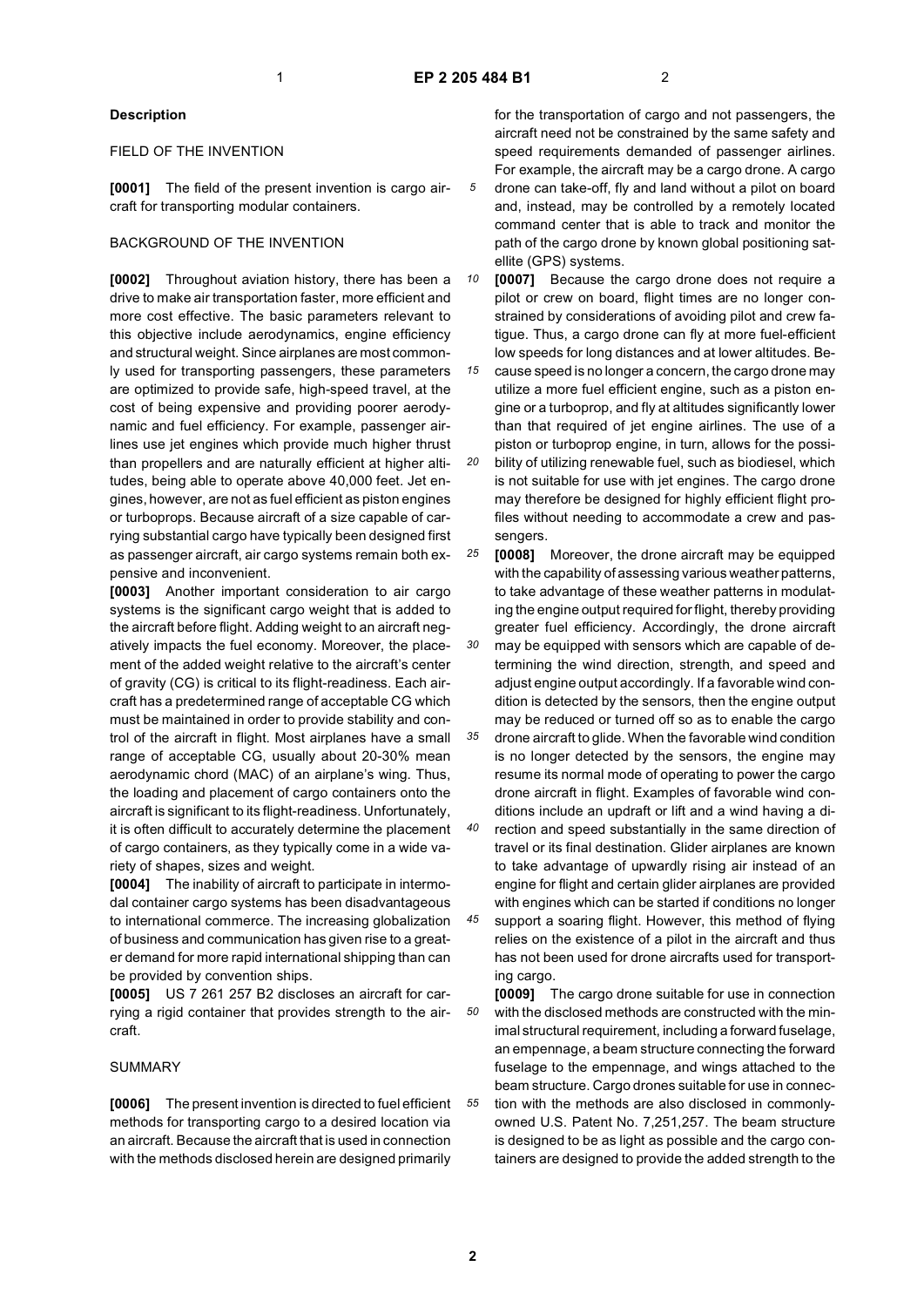## Description

### FIELD OF THE INVENTION

**[0001]** The field of the present invention is cargo aircraft for transporting modular containers.

### BACKGROUND OF THE INVENTION

**[0002]** Throughout aviation history, there has been a drive to make air transportation faster, more efficient and more cost effective. The basic parameters relevant to this objective include aerodynamics, engine efficiency and structural weight. Since airplanes are most commonly used for transporting passengers, these parameters are optimized to provide safe, high-speed travel, at the cost of being expensive and providing poorer aerodynamic and fuel efficiency. For example, passenger airlines use jet engines which provide much higher thrust than propellers and are naturally efficient at higher altitudes, being able to operate above 40,000 feet. Jet engines, however, are not as fuel efficient as piston engines or turboprops. Because aircraft of a size capable of carrying substantial cargo have typically been designed first as passenger aircraft, air cargo systems remain both expensive and inconvenient.

**[0003]** Another important consideration to air cargo systems is the significant cargo weight that is added to the aircraft before flight. Adding weight to an aircraft negatively impacts the fuel economy. Moreover, the placement of the added weight relative to the aircraft's center of gravity (CG) is critical to its flight-readiness. Each aircraft has a predetermined range of acceptable CG which must be maintained in order to provide stability and control of the aircraft in flight. Most airplanes have a small range of acceptable CG, usually about 20-30% mean aerodynamic chord (MAC) of an airplane's wing. Thus, the loading and placement of cargo containers onto the aircraft is significant to its flight-readiness. Unfortunately, it is often difficult to accurately determine the placement of cargo containers, as they typically come in a wide variety of shapes, sizes and weight.

**[0004]** The inability of aircraft to participate in intermodal container cargo systems has been disadvantageous to international commerce. The increasing globalization of business and communication has given rise to a greater demand for more rapid international shipping than can be provided by convention ships.

**[0005]** US 7 261 257 B2 discloses an aircraft for carrying a rigid container that provides strength to the aircraft.

### SUMMARY

**[0006]** The present invention is directed to fuel efficient methods for transporting cargo to a desired location via an aircraft. Because the aircraft that is used in connection with the methods disclosed herein are designed primarily for the transportation of cargo and not passengers, the aircraft need not be constrained by the same safety and speed requirements demanded of passenger airlines. For example, the aircraft may be a cargo drone. A cargo drone can take-off, fly and land without a pilot on board and, instead, may be controlled by a remotely located command center that is able to track and monitor the path of the cargo drone by known global positioning satellite (GPS) systems.

**[0007]** Because the cargo drone does not require a pilot or crew on board, flight times are no longer constrained by considerations of avoiding pilot and crew fatigue. Thus, a cargo drone can fly at more fuel-efficient low speeds for long distances and at lower altitudes. Because speed is no longer a concern, the cargo drone may utilize a more fuel efficient engine, such as a piston engine or a turboprop, and fly at altitudes significantly lower than that required of jet engine airlines. The use of a piston or turboprop engine, in turn, allows for the possibility of utilizing renewable fuel, such as biodiesel, which is not suitable for use with jet engines. The cargo drone may therefore be designed for highly efficient flight profiles without needing to accommodate a crew and passengers.

**[0008]** Moreover, the drone aircraft may be equipped with the capability of assessing various weather patterns, to take advantage of these weather patterns in modulating the engine output required for flight, thereby providing greater fuel efficiency. Accordingly, the drone aircraft may be equipped with sensors which are capable of determining the wind direction, strength, and speed and adjust engine output accordingly. If a favorable wind condition is detected by the sensors, then the engine output may be reduced or turned off so as to enable the cargo drone aircraft to glide. When the favorable wind condition is no longer detected by the sensors, the engine may resume its normal mode of operating to power the cargo drone aircraft in flight. Examples of favorable wind conditions include an updraft or lift and a wind having a direction and speed substantially in the same direction of travel or its final destination. Glider airplanes are known to take advantage of upwardly rising air instead of an engine for flight and certain glider airplanes are provided with engines which can be started if conditions no longer support a soaring flight. However, this method of flying relies on the existence of a pilot in the aircraft and thus has not been used for drone aircrafts used for transporting cargo.

**[0009]** The cargo drone suitable for use in connection with the disclosed methods are constructed with the minimal structural requirement, including a forward fuselage, an empennage, a beam structure connecting the forward fuselage to the empennage, and wings attached to the beam structure. Cargo drones suitable for use in connection with the methods are also disclosed in commonly-owned U.S. Patent No. 7,251,257. The beam structure is designed to be as light as possible and the cargo containers are designed to provide the added strength to the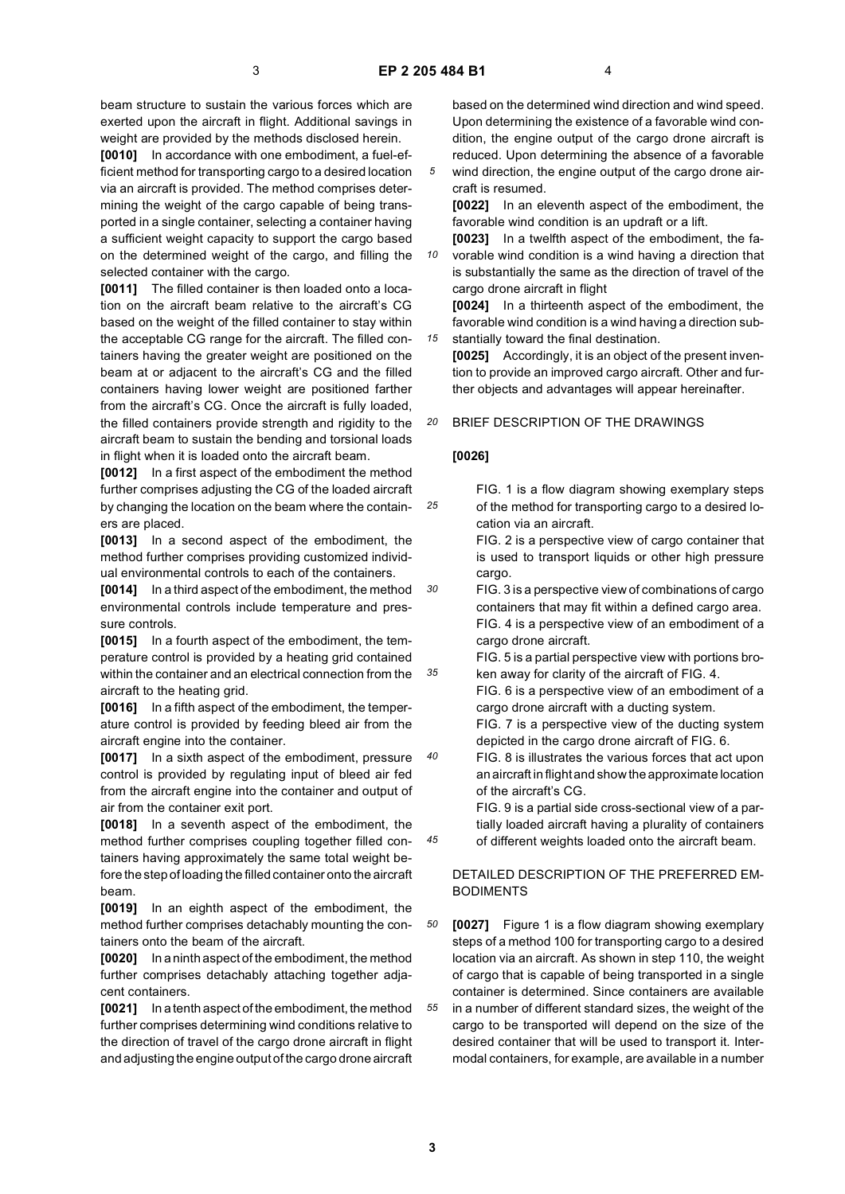beam structure to sustain the various forces which are exerted upon the aircraft in flight. Additional savings in weight are provided by the methods disclosed herein.

**[0010]** In accordance with one embodiment, a fuel-efficient method for transporting cargo to a desired location via an aircraft is provided. The method comprises determining the weight of the cargo capable of being transported in a single container, selecting a container having a sufficient weight capacity to support the cargo based on the determined weight of the cargo, and filling the selected container with the cargo.

**[0011]** The filled container is then loaded onto a location on the aircraft beam relative to the aircraft's CG based on the weight of the filled container to stay within the acceptable CG range for the aircraft. The filled containers having the greater weight are positioned on the beam at or adjacent to the aircraft's CG and the filled containers having lower weight are positioned farther from the aircraft's CG. Once the aircraft is fully loaded, the filled containers provide strength and rigidity to the aircraft beam to sustain the bending and torsional loads in flight when it is loaded onto the aircraft beam.

**[0012]** In a first aspect of the embodiment the method further comprises adjusting the CG of the loaded aircraft by changing the location on the beam where the containers are placed.

**[0013]** In a second aspect of the embodiment, the method further comprises providing customized individual environmental controls to each of the containers.

**[0014]** In a third aspect of the embodiment, the method environmental controls include temperature and pressure controls.

**[0015]** In a fourth aspect of the embodiment, the temperature control is provided by a heating grid contained within the container and an electrical connection from the aircraft to the heating grid.

**[0016]** In a fifth aspect of the embodiment, the temperature control is provided by feeding bleed air from the aircraft engine into the container.

**[0017]** In a sixth aspect of the embodiment, pressure control is provided by regulating input of bleed air fed from the aircraft engine into the container and output of air from the container exit port.

**[0018]** In a seventh aspect of the embodiment, the method further comprises coupling together filled containers having approximately the same total weight before the step of loading the filled container onto the aircraft beam.

**[0019]** In an eighth aspect of the embodiment, the method further comprises detachably mounting the containers onto the beam of the aircraft.

**[0020]** In a ninth aspect of the embodiment, the method further comprises detachably attaching together adjacent containers.

**[0021]** In a tenth aspect of the embodiment, the method further comprises determining wind conditions relative to the direction of travel of the cargo drone aircraft in flight and adjusting the engine output of the cargo drone aircraft based on the determined wind direction and wind speed. Upon determining the existence of a favorable wind condition, the engine output of the cargo drone aircraft is reduced. Upon determining the absence of a favorable wind direction, the engine output of the cargo drone aircraft is resumed.

**[0022]** In an eleventh aspect of the embodiment, the favorable wind condition is an updraft or a lift.

**[0023]** In a twelfth aspect of the embodiment, the favorable wind condition is a wind having a direction that is substantially the same as the direction of travel of the cargo drone aircraft in flight

**[0024]** In a thirteenth aspect of the embodiment, the favorable wind condition is a wind having a direction substantially toward the final destination.

**[0025]** Accordingly, it is an object of the present invention to provide an improved cargo aircraft. Other and further objects and advantages will appear hereinafter.

## BRIEF DESCRIPTION OF THE DRAWINGS

**[0026]**

FIG. 1 is a flow diagram showing exemplary steps of the method for transporting cargo to a desired location via an aircraft.

FIG. 2 is a perspective view of cargo container that is used to transport liquids or other high pressure cargo.

FIG. 3 is a perspective view of combinations of cargo containers that may fit within a defined cargo area.

FIG. 4 is a perspective view of an embodiment of a cargo drone aircraft.

FIG. 5 is a partial perspective view with portions broken away for clarity of the aircraft of FIG. 4.

FIG. 6 is a perspective view of an embodiment of a cargo drone aircraft with a ducting system.

FIG. 7 is a perspective view of the ducting system depicted in the cargo drone aircraft of FIG. 6.

FIG. 8 is illustrates the various forces that act upon an aircraft in flight and show the approximate location of the aircraft's CG.

FIG. 9 is a partial side cross-sectional view of a partially loaded aircraft having a plurality of containers of different weights loaded onto the aircraft beam.

## DETAILED DESCRIPTION OF THE PREFERRED EMBODIMENTS

**[0027]** Figure 1 is a flow diagram showing exemplary steps of a method 100 for transporting cargo to a desired location via an aircraft. As shown in step 110, the weight of cargo that is capable of being transported in a single container is determined. Since containers are available in a number of different standard sizes, the weight of the cargo to be transported will depend on the size of the desired container that will be used to transport it. Intermodal containers, for example, are available in a number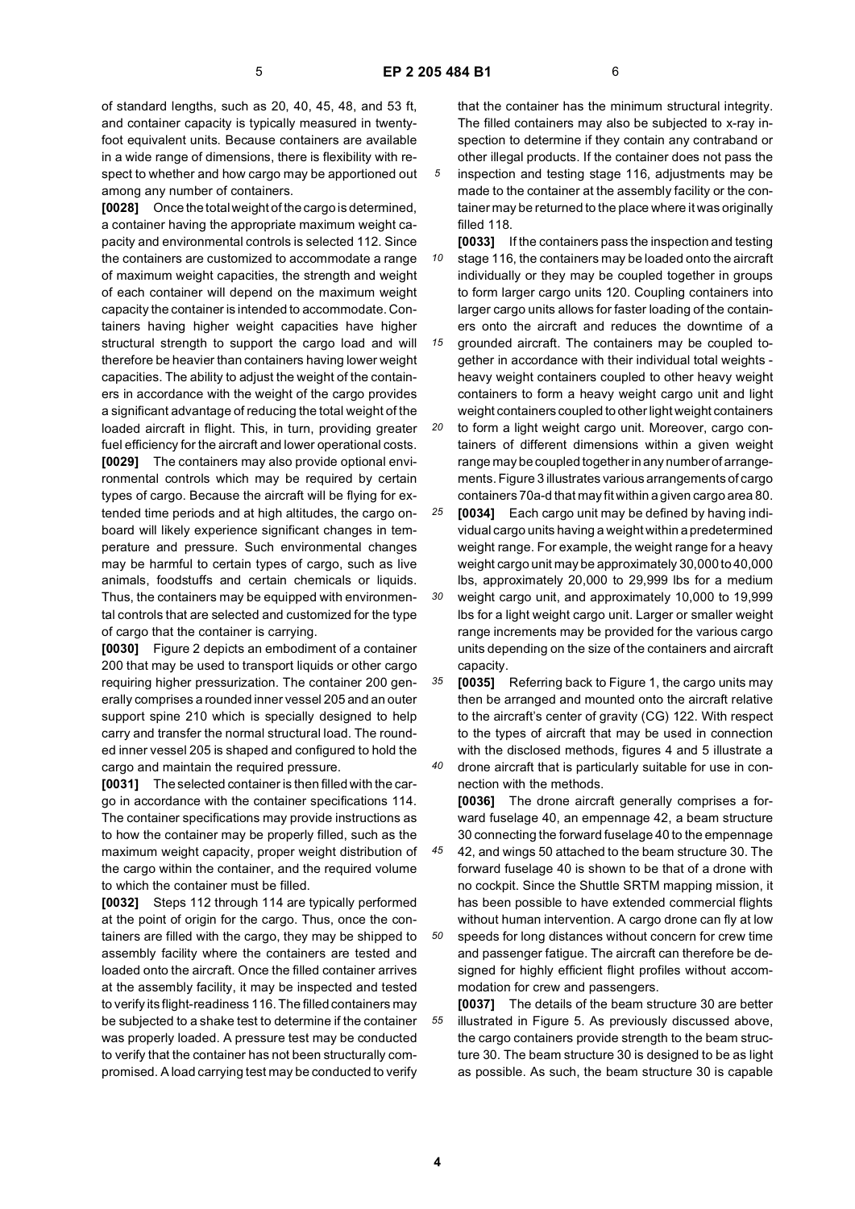of standard lengths, such as 20, 40, 45, 48, and 53 ft, and container capacity is typically measured in twenty-foot equivalent units. Because containers are available in a wide range of dimensions, there is flexibility with respect to whether and how cargo may be apportioned out among any number of containers.

**[0028]** Once the total weight of the cargo is determined, a container having the appropriate maximum weight capacity and environmental controls is selected 112. Since the containers are customized to accommodate a range of maximum weight capacities, the strength and weight of each container will depend on the maximum weight capacity the container is intended to accommodate. Containers having higher weight capacities have higher structural strength to support the cargo load and will therefore be heavier than containers having lower weight capacities. The ability to adjust the weight of the containers in accordance with the weight of the cargo provides a significant advantage of reducing the total weight of the loaded aircraft in flight. This, in turn, providing greater fuel efficiency for the aircraft and lower operational costs.

**[0029]** The containers may also provide optional environmental controls which may be required by certain types of cargo. Because the aircraft will be flying for extended time periods and at high altitudes, the cargo on-board will likely experience significant changes in temperature and pressure. Such environmental changes may be harmful to certain types of cargo, such as live animals, foodstuffs and certain chemicals or liquids. Thus, the containers may be equipped with environmental controls that are selected and customized for the type of cargo that the container is carrying.

**[0030]** Figure 2 depicts an embodiment of a container 200 that may be used to transport liquids or other cargo requiring higher pressurization. The container 200 generally comprises a rounded inner vessel 205 and an outer support spine 210 which is specially designed to help carry and transfer the normal structural load. The rounded inner vessel 205 is shaped and configured to hold the cargo and maintain the required pressure.

**[0031]** The selected container is then filled with the cargo in accordance with the container specifications 114. The container specifications may provide instructions as to how the container may be properly filled, such as the maximum weight capacity, proper weight distribution of the cargo within the container, and the required volume to which the container must be filled.

**[0032]** Steps 112 through 114 are typically performed at the point of origin for the cargo. Thus, once the containers are filled with the cargo, they may be shipped to assembly facility where the containers are tested and loaded onto the aircraft. Once the filled container arrives at the assembly facility, it may be inspected and tested to verify its flight-readiness 116. The filled containers may be subjected to a shake test to determine if the container was properly loaded. A pressure test may be conducted to verify that the container has not been structurally compromised. A load carrying test may be conducted to verify that the container has the minimum structural integrity. The filled containers may also be subjected to x-ray inspection to determine if they contain any contraband or other illegal products. If the container does not pass the inspection and testing stage 116, adjustments may be made to the container at the assembly facility or the container may be returned to the place where it was originally filled 118.

**[0033]** If the containers pass the inspection and testing stage 116, the containers may be loaded onto the aircraft individually or they may be coupled together in groups to form larger cargo units 120. Coupling containers into larger cargo units allows for faster loading of the containers onto the aircraft and reduces the downtime of a grounded aircraft. The containers may be coupled together in accordance with their individual total weights - heavy weight containers coupled to other heavy weight containers to form a heavy weight cargo unit and light weight containers coupled to other light weight containers to form a light weight cargo unit. Moreover, cargo containers of different dimensions within a given weight range may be coupled together in any number of arrangements. Figure 3 illustrates various arrangements of cargo containers 70a-d that may fit within a given cargo area 80.

**[0034]** Each cargo unit may be defined by having individual cargo units having a weight within a predetermined weight range. For example, the weight range for a heavy weight cargo unit may be approximately 30,000 to 40,000 lbs, approximately 20,000 to 29,999 lbs for a medium weight cargo unit, and approximately 10,000 to 19,999 lbs for a light weight cargo unit. Larger or smaller weight range increments may be provided for the various cargo units depending on the size of the containers and aircraft capacity.

**[0035]** Referring back to Figure 1, the cargo units may then be arranged and mounted onto the aircraft relative to the aircraft's center of gravity (CG) 122. With respect to the types of aircraft that may be used in connection with the disclosed methods, figures 4 and 5 illustrate a drone aircraft that is particularly suitable for use in connection with the methods.

**[0036]** The drone aircraft generally comprises a forward fuselage 40, an empennage 42, a beam structure 30 connecting the forward fuselage 40 to the empennage 42, and wings 50 attached to the beam structure 30. The forward fuselage 40 is shown to be that of a drone with no cockpit. Since the Shuttle SRTM mapping mission, it has been possible to have extended commercial flights without human intervention. A cargo drone can fly at low speeds for long distances without concern for crew time and passenger fatigue. The aircraft can therefore be designed for highly efficient flight profiles without accommodation for crew and passengers.

**[0037]** The details of the beam structure 30 are better illustrated in Figure 5. As previously discussed above, the cargo containers provide strength to the beam structure 30. The beam structure 30 is designed to be as light as possible. As such, the beam structure 30 is capable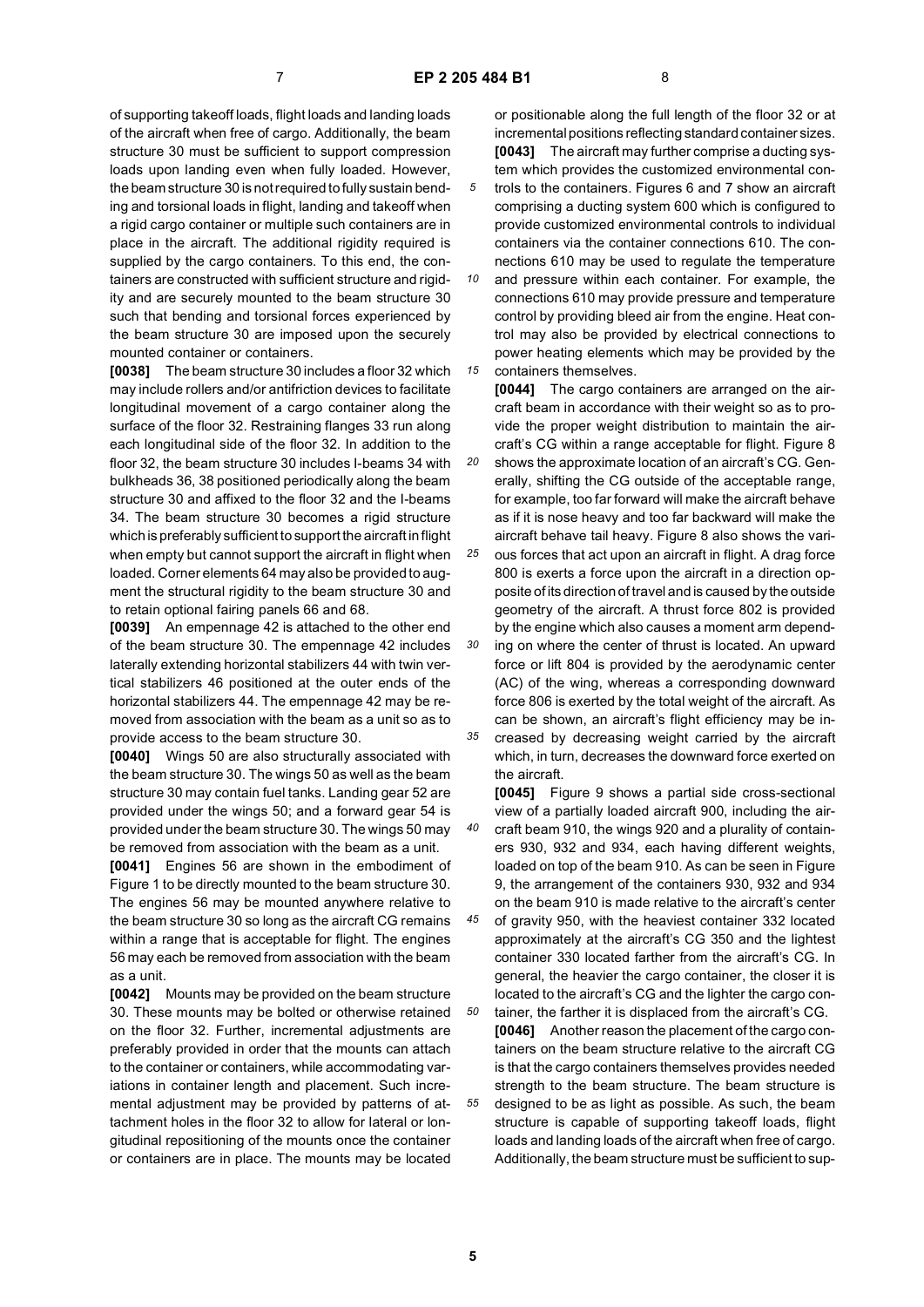of supporting takeoff loads, flight loads and landing loads of the aircraft when free of cargo. Additionally, the beam structure 30 must be sufficient to support compression loads upon landing even when fully loaded. However, the beam structure 30 is not required to fully sustain bending and torsional loads in flight, landing and takeoff when a rigid cargo container or multiple such containers are in place in the aircraft. The additional rigidity required is supplied by the cargo containers. To this end, the containers are constructed with sufficient structure and rigidity and are securely mounted to the beam structure 30 such that bending and torsional forces experienced by the beam structure 30 are imposed upon the securely mounted container or containers.

**[0038]** The beam structure 30 includes a floor 32 which may include rollers and/or antifriction devices to facilitate longitudinal movement of a cargo container along the surface of the floor 32. Restraining flanges 33 run along each longitudinal side of the floor 32. In addition to the floor 32, the beam structure 30 includes I-beams 34 with bulkheads 36, 38 positioned periodically along the beam structure 30 and affixed to the floor 32 and the I-beams 34. The beam structure 30 becomes a rigid structure which is preferably sufficient to support the aircraft in flight when empty but cannot support the aircraft in flight when loaded. Corner elements 64 may also be provided to augment the structural rigidity to the beam structure 30 and to retain optional fairing panels 66 and 68.

**[0039]** An empennage 42 is attached to the other end of the beam structure 30. The empennage 42 includes laterally extending horizontal stabilizers 44 with twin vertical stabilizers 46 positioned at the outer ends of the horizontal stabilizers 44. The empennage 42 may be removed from association with the beam as a unit so as to provide access to the beam structure 30.

**[0040]** Wings 50 are also structurally associated with the beam structure 30. The wings 50 as well as the beam structure 30 may contain fuel tanks. Landing gear 52 are provided under the wings 50; and a forward gear 54 is provided under the beam structure 30. The wings 50 may be removed from association with the beam as a unit.

**[0041]** Engines 56 are shown in the embodiment of Figure 1 to be directly mounted to the beam structure 30. The engines 56 may be mounted anywhere relative to the beam structure 30 so long as the aircraft CG remains within a range that is acceptable for flight. The engines 56 may each be removed from association with the beam as a unit.

**[0042]** Mounts may be provided on the beam structure 30. These mounts may be bolted or otherwise retained on the floor 32. Further, incremental adjustments are preferably provided in order that the mounts can attach to the container or containers, while accommodating variations in container length and placement. Such incremental adjustment may be provided by patterns of attachment holes in the floor 32 to allow for lateral or longitudinal repositioning of the mounts once the container or containers are in place. The mounts may be located or positionable along the full length of the floor 32 or at incremental positions reflecting standard container sizes.

**[0043]** The aircraft may further comprise a ducting system which provides the customized environmental controls to the containers. Figures 6 and 7 show an aircraft comprising a ducting system 600 which is configured to provide customized environmental controls to individual containers via the container connections 610. The connections 610 may be used to regulate the temperature and pressure within each container. For example, the connections 610 may provide pressure and temperature control by providing bleed air from the engine. Heat control may also be provided by electrical connections to power heating elements which may be provided by the containers themselves.

**[0044]** The cargo containers are arranged on the aircraft beam in accordance with their weight so as to provide the proper weight distribution to maintain the aircraft's CG within a range acceptable for flight. Figure 8 shows the approximate location of an aircraft's CG. Generally, shifting the CG outside of the acceptable range, for example, too far forward will make the aircraft behave as if it is nose heavy and too far backward will make the aircraft behave tail heavy. Figure 8 also shows the various forces that act upon an aircraft in flight. A drag force 800 is exerts a force upon the aircraft in a direction opposite of its direction of travel and is caused by the outside geometry of the aircraft. A thrust force 802 is provided by the engine which also causes a moment arm depending on where the center of thrust is located. An upward force or lift 804 is provided by the aerodynamic center (AC) of the wing, whereas a corresponding downward force 806 is exerted by the total weight of the aircraft. As can be shown, an aircraft's flight efficiency may be increased by decreasing weight carried by the aircraft which, in turn, decreases the downward force exerted on the aircraft.

**[0045]** Figure 9 shows a partial side cross-sectional view of a partially loaded aircraft 900, including the aircraft beam 910, the wings 920 and a plurality of containers 930, 932 and 934, each having different weights, loaded on top of the beam 910. As can be seen in Figure 9, the arrangement of the containers 930, 932 and 934 on the beam 910 is made relative to the aircraft's center of gravity 950, with the heaviest container 332 located approximately at the aircraft's CG 350 and the lightest container 330 located farther from the aircraft's CG. In general, the heavier the cargo container, the closer it is located to the aircraft's CG and the lighter the cargo container, the farther it is displaced from the aircraft's CG.

**[0046]** Another reason the placement of the cargo containers on the beam structure relative to the aircraft CG is that the cargo containers themselves provides needed strength to the beam structure. The beam structure is designed to be as light as possible. As such, the beam structure is capable of supporting takeoff loads, flight loads and landing loads of the aircraft when free of cargo. Additionally, the beam structure must be sufficient to sup-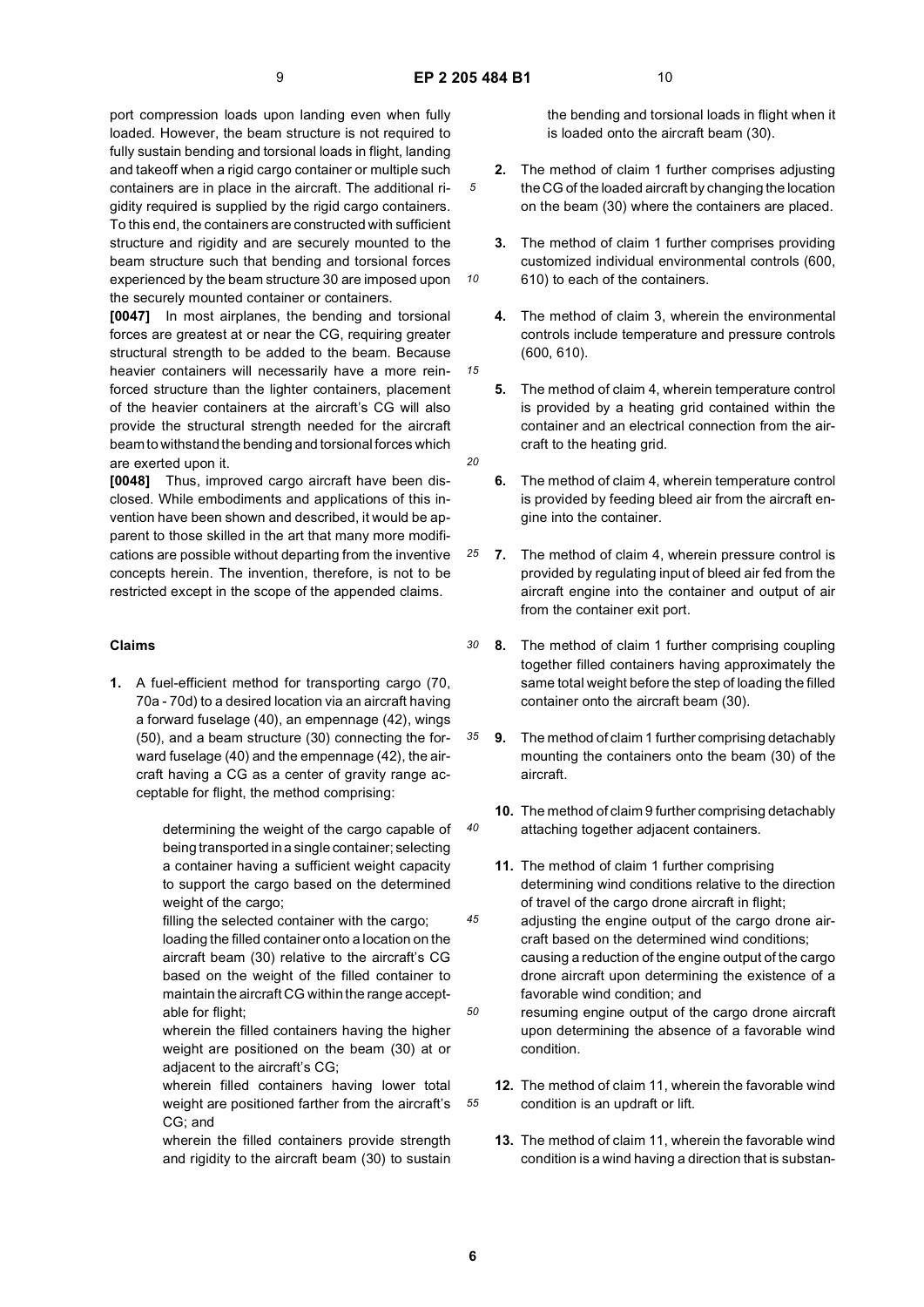port compression loads upon landing even when fully loaded. However, the beam structure is not required to fully sustain bending and torsional loads in flight, landing and takeoff when a rigid cargo container or multiple such containers are in place in the aircraft. The additional rigidity required is supplied by the rigid cargo containers. To this end, the containers are constructed with sufficient structure and rigidity and are securely mounted to the beam structure such that bending and torsional forces experienced by the beam structure 30 are imposed upon the securely mounted container or containers.

**[0047]** In most airplanes, the bending and torsional forces are greatest at or near the CG, requiring greater structural strength to be added to the beam. Because heavier containers will necessarily have a more reinforced structure than the lighter containers, placement of the heavier containers at the aircraft's CG will also provide the structural strength needed for the aircraft beam to withstand the bending and torsional forces which are exerted upon it.

**[0048]** Thus, improved cargo aircraft have been disclosed. While embodiments and applications of this invention have been shown and described, it would be apparent to those skilled in the art that many more modifications are possible without departing from the inventive concepts herein. The invention, therefore, is not to be restricted except in the scope of the appended claims.

## Claims

1. A fuel-efficient method for transporting cargo (70, 70a - 70d) to a desired location via an aircraft having a forward fuselage (40), an empennage (42), wings (50), and a beam structure (30) connecting the forward fuselage (40) and the empennage (42), the aircraft having a CG as a center of gravity range acceptable for flight, the method comprising:

   determining the weight of the cargo capable of being transported in a single container; selecting a container having a sufficient weight capacity to support the cargo based on the determined weight of the cargo;
   filling the selected container with the cargo;
   loading the filled container onto a location on the aircraft beam (30) relative to the aircraft's CG based on the weight of the filled container to maintain the aircraft CG within the range acceptable for flight;
   wherein the filled containers having the higher weight are positioned on the beam (30) at or adjacent to the aircraft's CG;
   wherein filled containers having lower total weight are positioned farther from the aircraft's CG; and
   wherein the filled containers provide strength and rigidity to the aircraft beam (30) to sustain the bending and torsional loads in flight when it is loaded onto the aircraft beam (30).

2. The method of claim 1 further comprises adjusting the CG of the loaded aircraft by changing the location on the beam (30) where the containers are placed.

3. The method of claim 1 further comprises providing customized individual environmental controls (600, 610) to each of the containers.

4. The method of claim 3, wherein the environmental controls include temperature and pressure controls (600, 610).

5. The method of claim 4, wherein temperature control is provided by a heating grid contained within the container and an electrical connection from the aircraft to the heating grid.

6. The method of claim 4, wherein temperature control is provided by feeding bleed air from the aircraft engine into the container.

7. The method of claim 4, wherein pressure control is provided by regulating input of bleed air fed from the aircraft engine into the container and output of air from the container exit port.

8. The method of claim 1 further comprising coupling together filled containers having approximately the same total weight before the step of loading the filled container onto the aircraft beam (30).

9. The method of claim 1 further comprising detachably mounting the containers onto the beam (30) of the aircraft.

10. The method of claim 9 further comprising detachably attaching together adjacent containers.

11. The method of claim 1 further comprising
    determining wind conditions relative to the direction of travel of the cargo drone aircraft in flight;
    adjusting the engine output of the cargo drone aircraft based on the determined wind conditions;
    causing a reduction of the engine output of the cargo drone aircraft upon determining the existence of a favorable wind condition; and
    resuming engine output of the cargo drone aircraft upon determining the absence of a favorable wind condition.

12. The method of claim 11, wherein the favorable wind condition is an updraft or lift.

13. The method of claim 11, wherein the favorable wind condition is a wind having a direction that is substan-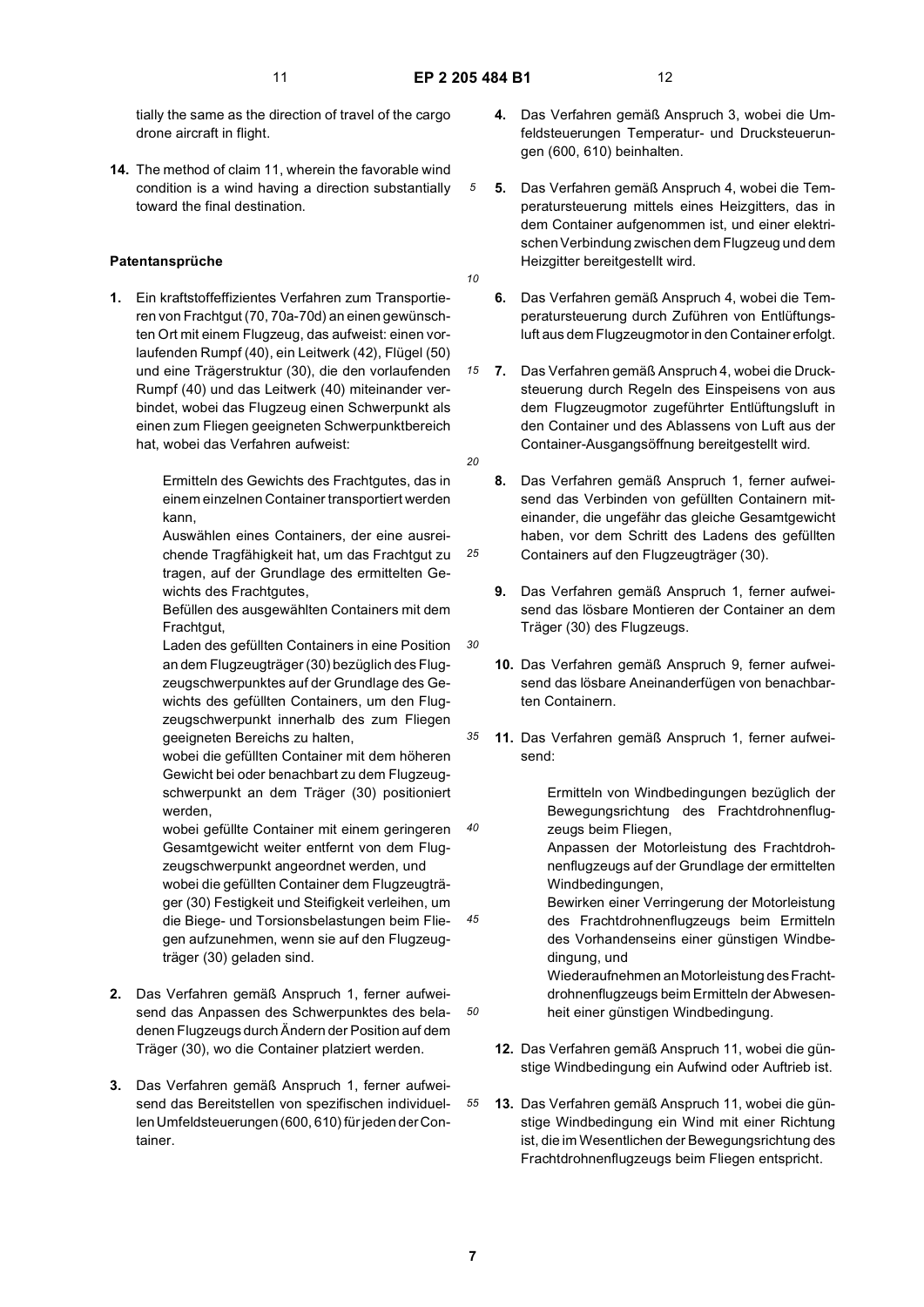tially the same as the direction of travel of the cargo drone aircraft in flight.

**14.** The method of claim 11, wherein the favorable wind condition is a wind having a direction substantially toward the final destination.

## Patentansprüche

**1.** Ein kraftstoffeffizientes Verfahren zum Transportieren von Frachtgut (70, 70a-70d) an einen gewünschten Ort mit einem Flugzeug, das aufweist: einen vorlaufenden Rumpf (40), ein Leitwerk (42), Flügel (50) und eine Trägerstruktur (30), die den vorlaufenden Rumpf (40) und das Leitwerk (40) miteinander verbindet, wobei das Flugzeug einen Schwerpunkt als einen zum Fliegen geeigneten Schwerpunktbereich hat, wobei das Verfahren aufweist:

Ermitteln des Gewichts des Frachtgutes, das in einem einzelnen Container transportiert werden kann,
Auswählen eines Containers, der eine ausreichende Tragfähigkeit hat, um das Frachtgut zu tragen, auf der Grundlage des ermittelten Gewichts des Frachtgutes,
Befüllen des ausgewählten Containers mit dem Frachtgut,
Laden des gefüllten Containers in eine Position an dem Flugzeugträger (30) bezüglich des Flugzeugschwerpunktes auf der Grundlage des Gewichts des gefüllten Containers, um den Flugzeugschwerpunkt innerhalb des zum Fliegen geeigneten Bereichs zu halten,
wobei die gefüllten Container mit dem höheren Gewicht bei oder benachbart zu dem Flugzeugschwerpunkt an dem Träger (30) positioniert werden,
wobei gefüllte Container mit einem geringeren Gesamtgewicht weiter entfernt von dem Flugzeugschwerpunkt angeordnet werden, und
wobei die gefüllten Container dem Flugzeugträger (30) Festigkeit und Steifigkeit verleihen, um die Biege- und Torsionsbelastungen beim Fliegen aufzunehmen, wenn sie auf den Flugzeugträger (30) geladen sind.

**2.** Das Verfahren gemäß Anspruch 1, ferner aufweisend das Anpassen des Schwerpunktes des beladenen Flugzeugs durch Ändern der Position auf dem Träger (30), wo die Container platziert werden.

**3.** Das Verfahren gemäß Anspruch 1, ferner aufweisend das Bereitstellen von spezifischen individuellen Umfeldsteuerungen (600, 610) für jeden der Container.

**4.** Das Verfahren gemäß Anspruch 3, wobei die Umfeldsteuerungen Temperatur- und Drucksteuerungen (600, 610) beinhalten.

**5.** Das Verfahren gemäß Anspruch 4, wobei die Temperatursteuerung mittels eines Heizgitters, das in dem Container aufgenommen ist, und einer elektrischen Verbindung zwischen dem Flugzeug und dem Heizgitter bereitgestellt wird.

**6.** Das Verfahren gemäß Anspruch 4, wobei die Temperatursteuerung durch Zuführen von Entlüftungsluft aus dem Flugzeugmotor in den Container erfolgt.

**7.** Das Verfahren gemäß Anspruch 4, wobei die Drucksteuerung durch Regeln des Einspeisens von aus dem Flugzeugmotor zugeführter Entlüftungsluft in den Container und des Ablassens von Luft aus der Container-Ausgangsöffnung bereitgestellt wird.

**8.** Das Verfahren gemäß Anspruch 1, ferner aufweisend das Verbinden von gefüllten Containern miteinander, die ungefähr das gleiche Gesamtgewicht haben, vor dem Schritt des Ladens des gefüllten Containers auf den Flugzeugträger (30).

**9.** Das Verfahren gemäß Anspruch 1, ferner aufweisend das lösbare Montieren der Container an dem Träger (30) des Flugzeugs.

**10.** Das Verfahren gemäß Anspruch 9, ferner aufweisend das lösbare Aneinanderfügen von benachbarten Containern.

**11.** Das Verfahren gemäß Anspruch 1, ferner aufweisend:

Ermitteln von Windbedingungen bezüglich der Bewegungsrichtung des Frachtdrohnenflugzeugs beim Fliegen,
Anpassen der Motorleistung des Frachtdrohnenflugzeugs auf der Grundlage der ermittelten Windbedingungen,
Bewirken einer Verringerung der Motorleistung des Frachtdrohnenflugzeugs beim Ermitteln des Vorhandenseins einer günstigen Windbedingung, und
Wiederaufnehmen an Motorleistung des Frachtdrohnenflugzeugs beim Ermitteln der Abwesenheit einer günstigen Windbedingung.

**12.** Das Verfahren gemäß Anspruch 11, wobei die günstige Windbedingung ein Aufwind oder Auftrieb ist.

**13.** Das Verfahren gemäß Anspruch 11, wobei die günstige Windbedingung ein Wind mit einer Richtung ist, die im Wesentlichen der Bewegungsrichtung des Frachtdrohnenflugzeugs beim Fliegen entspricht.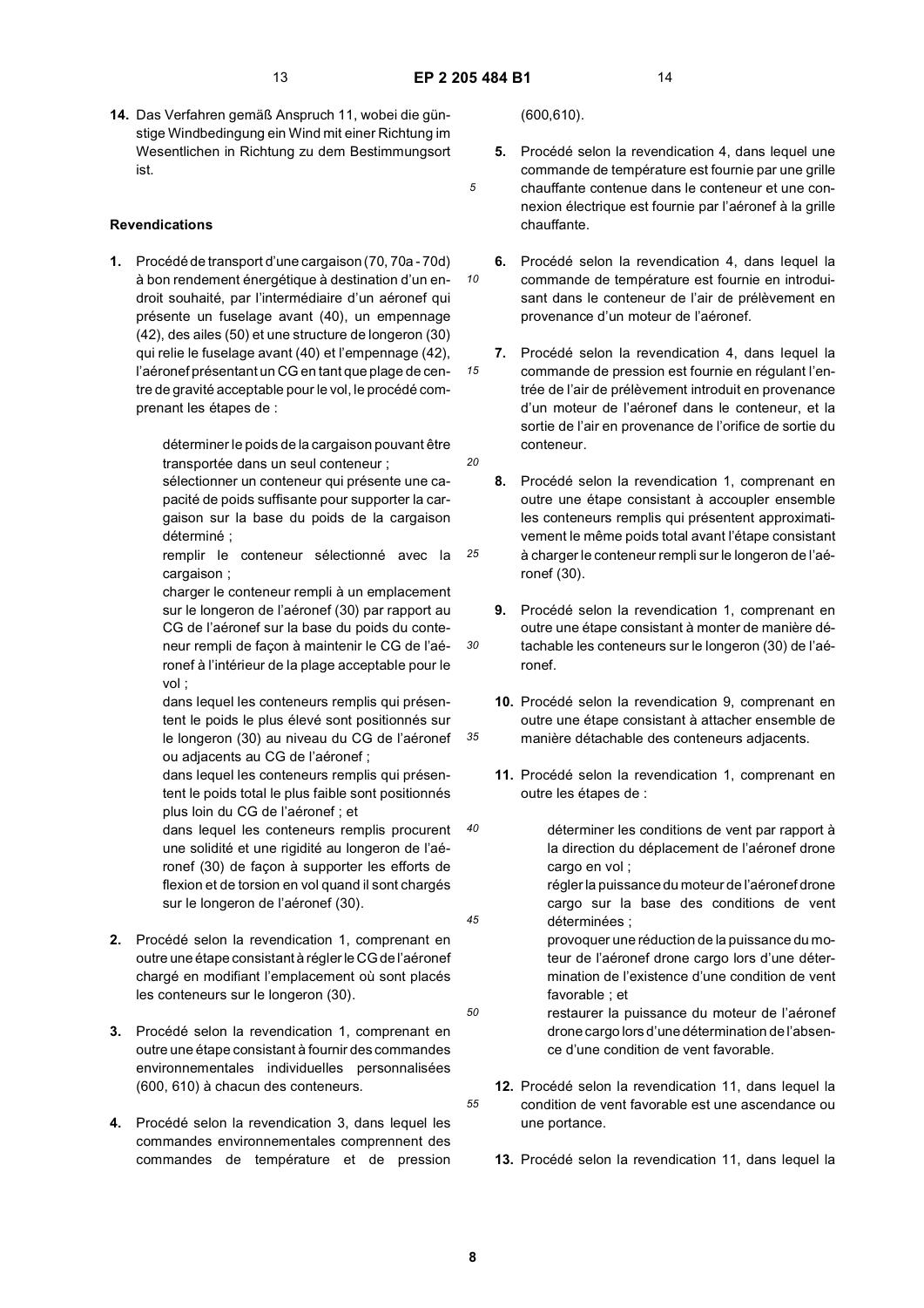**14.** Das Verfahren gemäß Anspruch 11, wobei die günstige Windbedingung ein Wind mit einer Richtung im Wesentlichen in Richtung zu dem Bestimmungsort ist.

## Revendications

**1.** Procédé de transport d'une cargaison (70, 70a - 70d) à bon rendement énergétique à destination d'un endroit souhaité, par l'intermédiaire d'un aéronef qui présente un fuselage avant (40), un empennage (42), des ailes (50) et une structure de longeron (30) qui relie le fuselage avant (40) et l'empennage (42), l'aéronef présentant un CG en tant que plage de centre de gravité acceptable pour le vol, le procédé comprenant les étapes de :

> déterminer le poids de la cargaison pouvant être transportée dans un seul conteneur ;
> sélectionner un conteneur qui présente une capacité de poids suffisante pour supporter la cargaison sur la base du poids de la cargaison déterminé ;
> remplir le conteneur sélectionné avec la cargaison ;
> charger le conteneur rempli à un emplacement sur le longeron de l'aéronef (30) par rapport au CG de l'aéronef sur la base du poids du conteneur rempli de façon à maintenir le CG de l'aéronef à l'intérieur de la plage acceptable pour le vol ;
> dans lequel les conteneurs remplis qui présentent le poids le plus élevé sont positionnés sur le longeron (30) au niveau du CG de l'aéronef ou adjacents au CG de l'aéronef ;
> dans lequel les conteneurs remplis qui présentent le poids total le plus faible sont positionnés plus loin du CG de l'aéronef ; et
> dans lequel les conteneurs remplis procurent une solidité et une rigidité au longeron de l'aéronef (30) de façon à supporter les efforts de flexion et de torsion en vol quand il sont chargés sur le longeron de l'aéronef (30).

**2.** Procédé selon la revendication 1, comprenant en outre une étape consistant à régler le CG de l'aéronef chargé en modifiant l'emplacement où sont placés les conteneurs sur le longeron (30).

**3.** Procédé selon la revendication 1, comprenant en outre une étape consistant à fournir des commandes environnementales individuelles personnalisées (600, 610) à chacun des conteneurs.

**4.** Procédé selon la revendication 3, dans lequel les commandes environnementales comprennent des commandes de température et de pression (600,610).

**5.** Procédé selon la revendication 4, dans lequel une commande de température est fournie par une grille chauffante contenue dans le conteneur et une connexion électrique est fournie par l'aéronef à la grille chauffante.

**6.** Procédé selon la revendication 4, dans lequel la commande de température est fournie en introduisant dans le conteneur de l'air de prélèvement en provenance d'un moteur de l'aéronef.

**7.** Procédé selon la revendication 4, dans lequel la commande de pression est fournie en régulant l'entrée de l'air de prélèvement introduit en provenance d'un moteur de l'aéronef dans le conteneur, et la sortie de l'air en provenance de l'orifice de sortie du conteneur.

**8.** Procédé selon la revendication 1, comprenant en outre une étape consistant à accoupler ensemble les conteneurs remplis qui présentent approximativement le même poids total avant l'étape consistant à charger le conteneur rempli sur le longeron de l'aéronef (30).

**9.** Procédé selon la revendication 1, comprenant en outre une étape consistant à monter de manière détachable les conteneurs sur le longeron (30) de l'aéronef.

**10.** Procédé selon la revendication 9, comprenant en outre une étape consistant à attacher ensemble de manière détachable des conteneurs adjacents.

**11.** Procédé selon la revendication 1, comprenant en outre les étapes de :

> déterminer les conditions de vent par rapport à la direction du déplacement de l'aéronef drone cargo en vol ;
> régler la puissance du moteur de l'aéronef drone cargo sur la base des conditions de vent déterminées ;
> provoquer une réduction de la puissance du moteur de l'aéronef drone cargo lors d'une détermination de l'existence d'une condition de vent favorable ; et
> restaurer la puissance du moteur de l'aéronef drone cargo lors d'une détermination de l'absence d'une condition de vent favorable.

**12.** Procédé selon la revendication 11, dans lequel la condition de vent favorable est une ascendance ou une portance.

**13.** Procédé selon la revendication 11, dans lequel la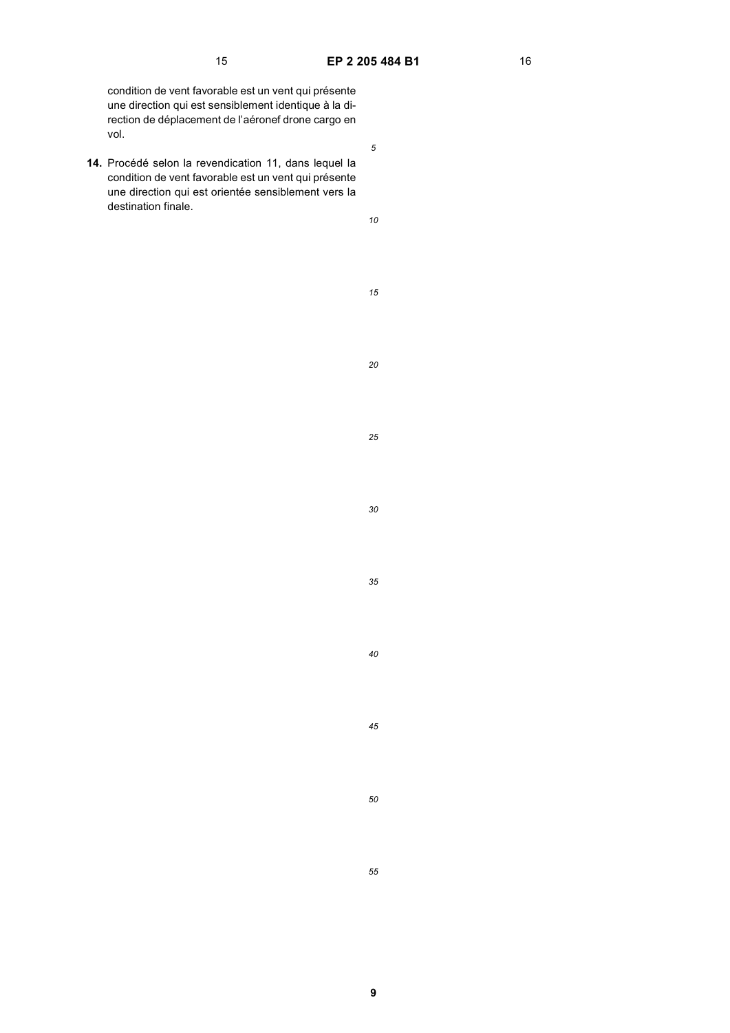condition de vent favorable est un vent qui présente une direction qui est sensiblement identique à la direction de déplacement de l'aéronef drone cargo en vol.

**14.** Procédé selon la revendication 11, dans lequel la condition de vent favorable est un vent qui présente une direction qui est orientée sensiblement vers la destination finale.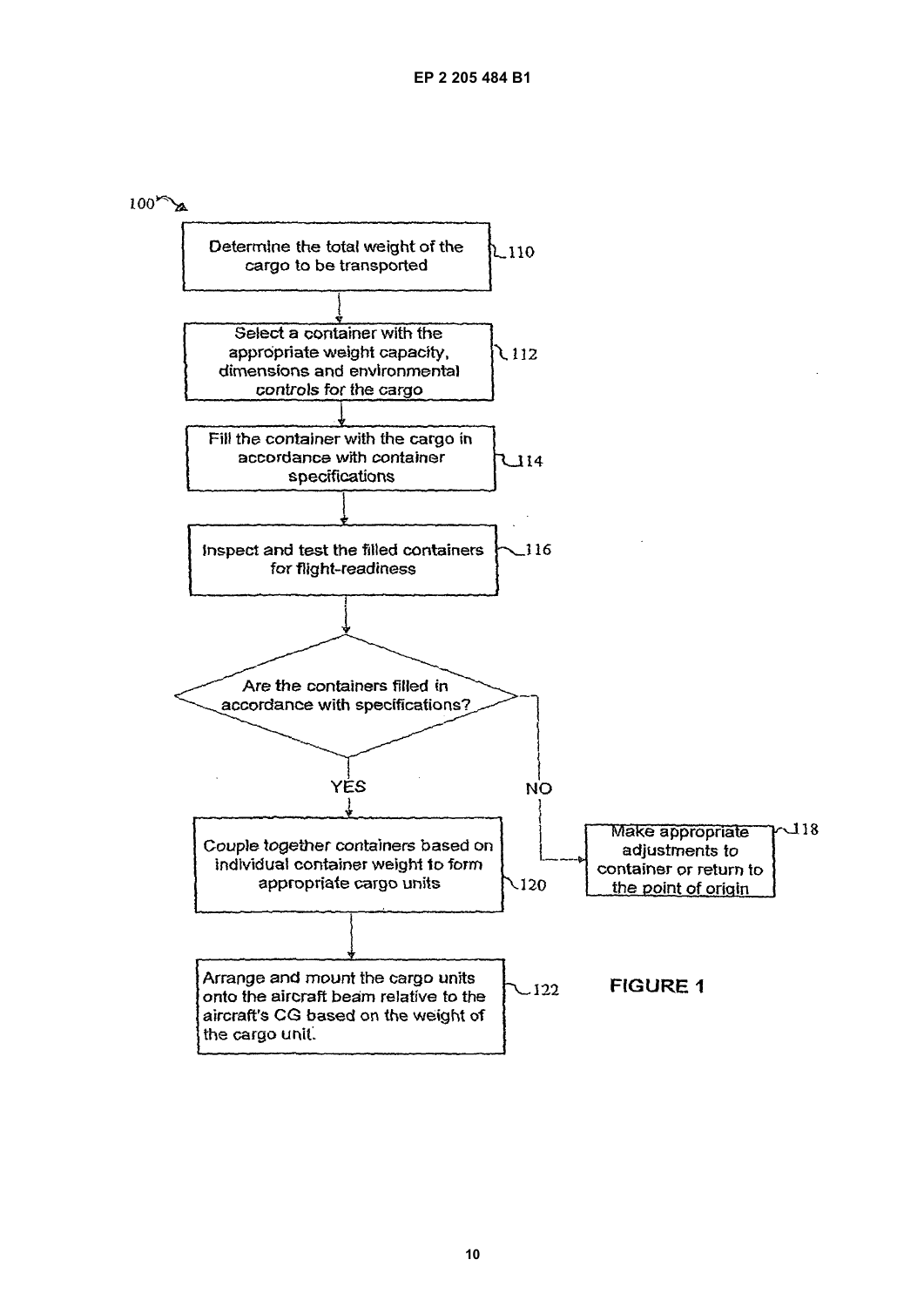100

Determine the total weight of the cargo to be transported — 110

Select a container with the appropriate weight capacity, dimensions and environmental controls for the cargo — 112

Fill the container with the cargo in accordance with container specifications — 114

Inspect and test the filled containers for flight-readiness — 116

Are the containers filled in accordance with specifications?

YES

NO

Couple together containers based on individual container weight to form appropriate cargo units — 120

Make appropriate adjustments to container or return to the point of origin — 118

Arrange and mount the cargo units onto the aircraft beam relative to the aircraft's CG based on the weight of the cargo unit. — 122

FIGURE 1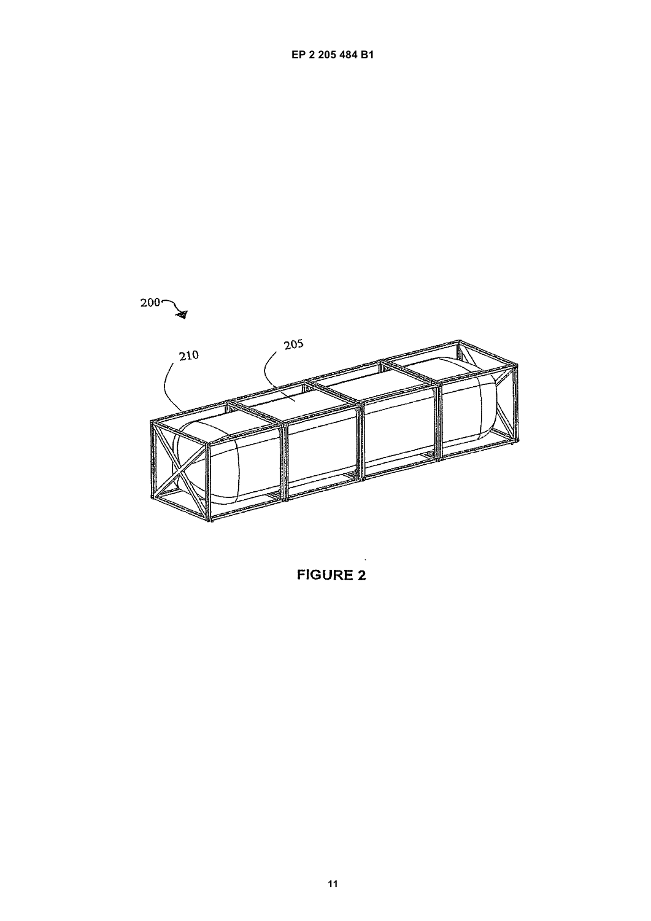200

210

205

FIGURE 2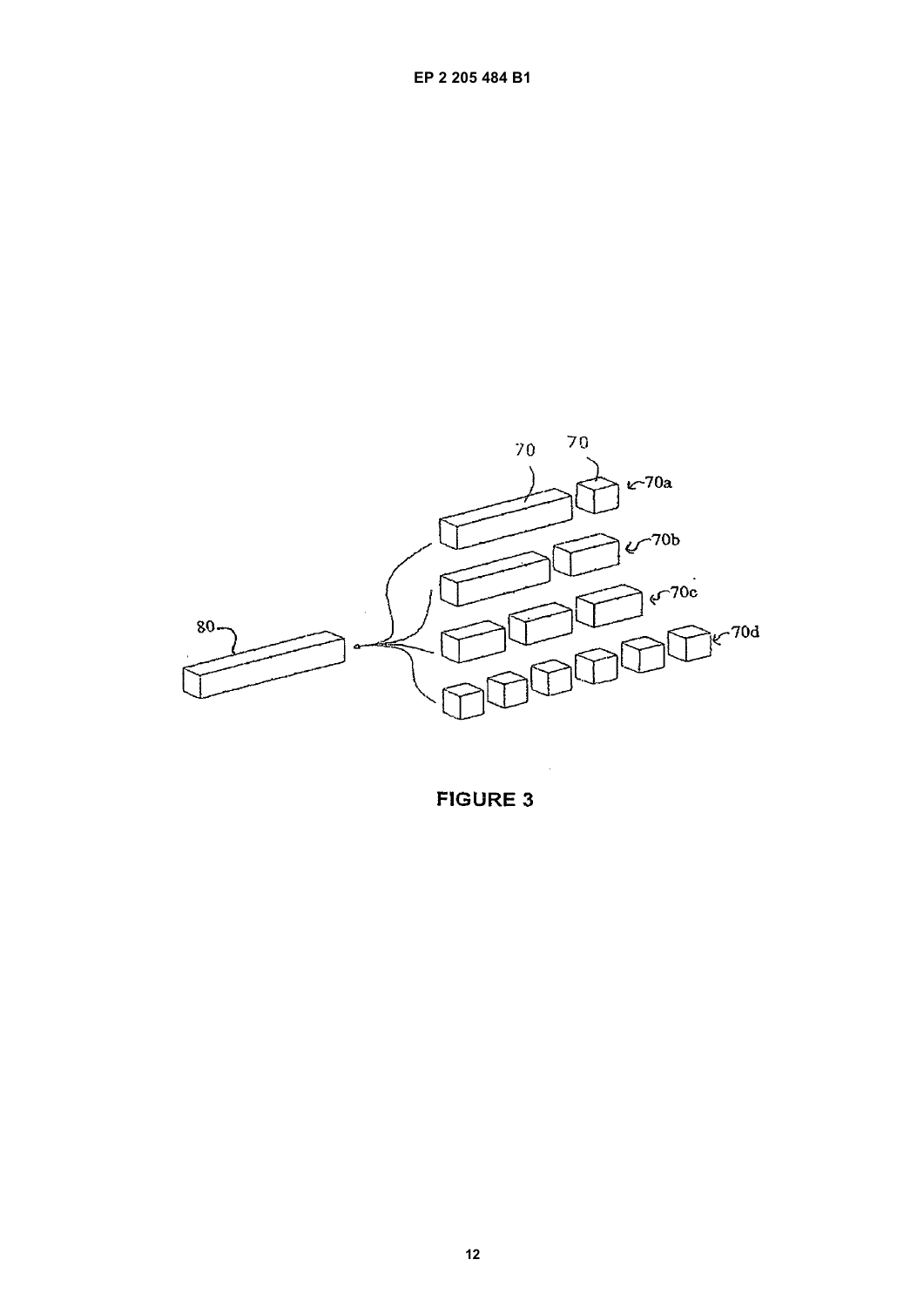FIGURE 3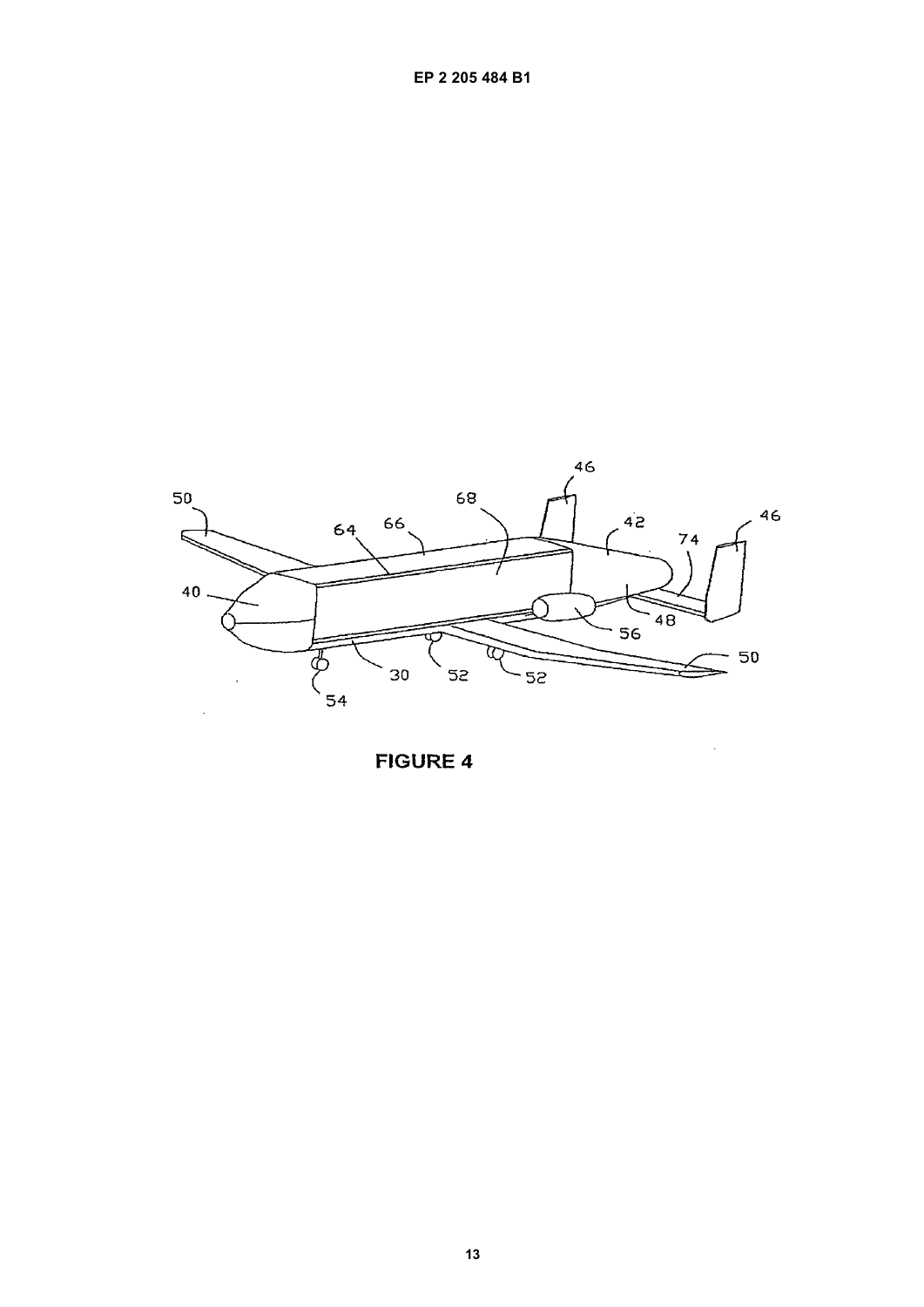FIGURE 4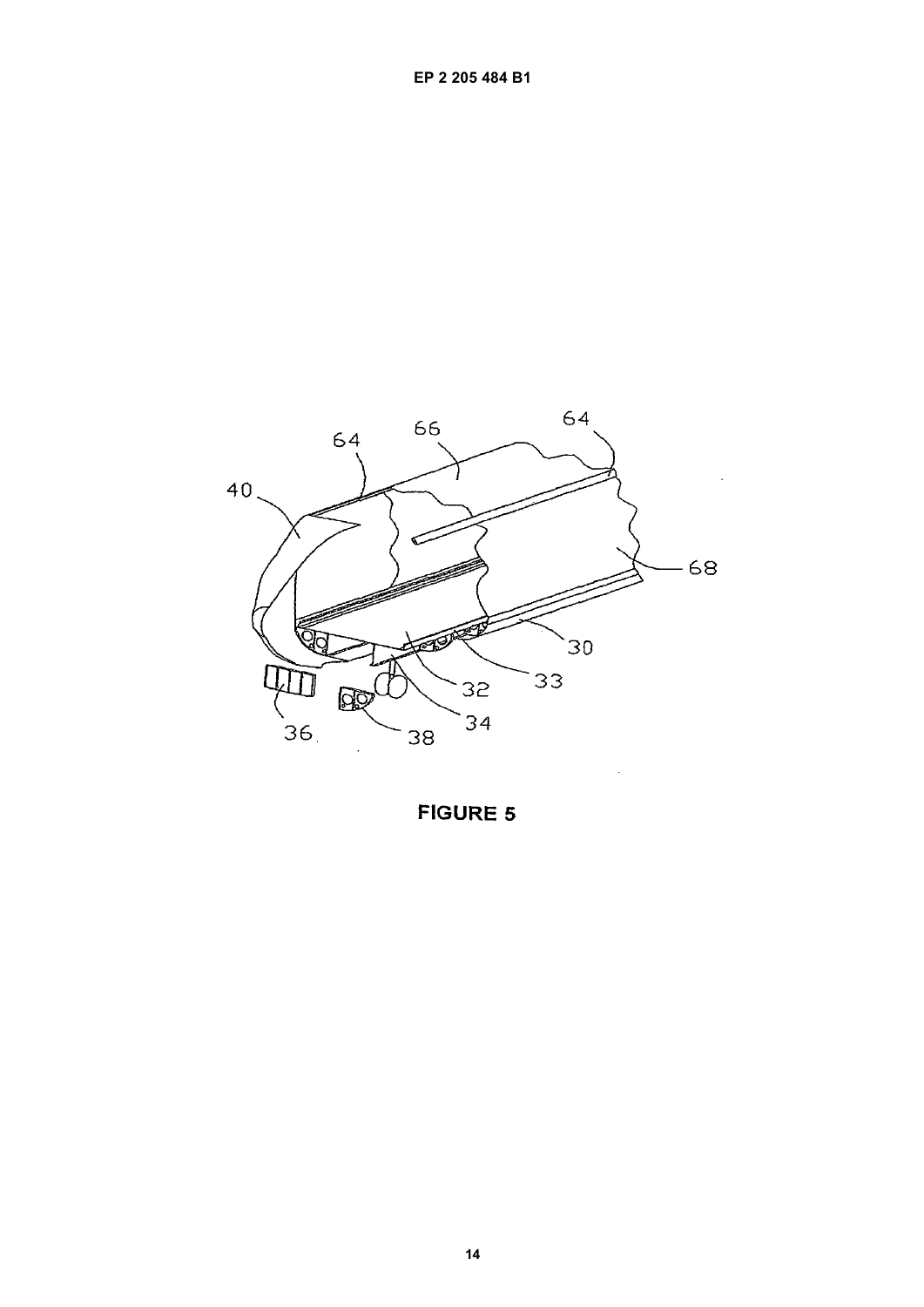FIGURE 5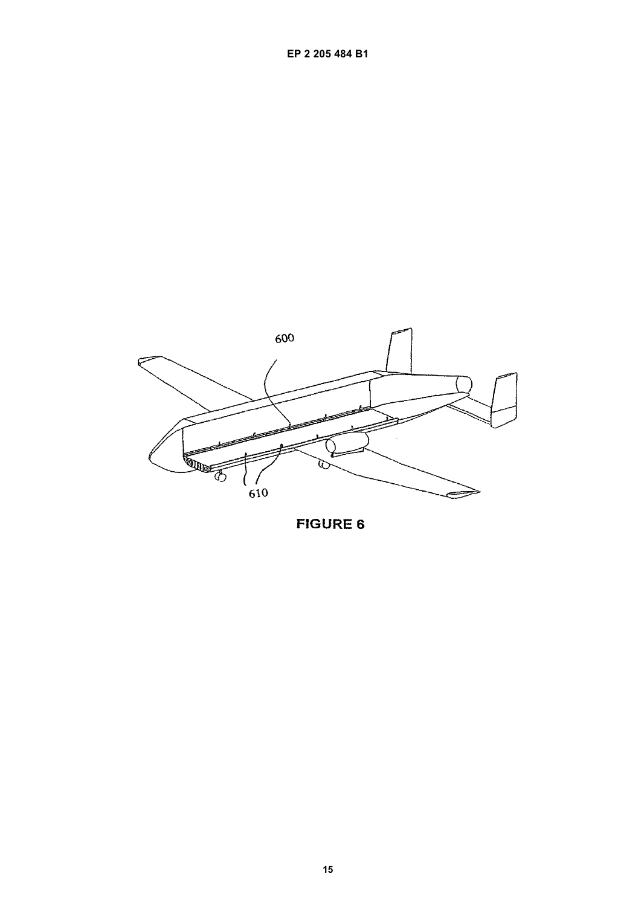FIGURE 6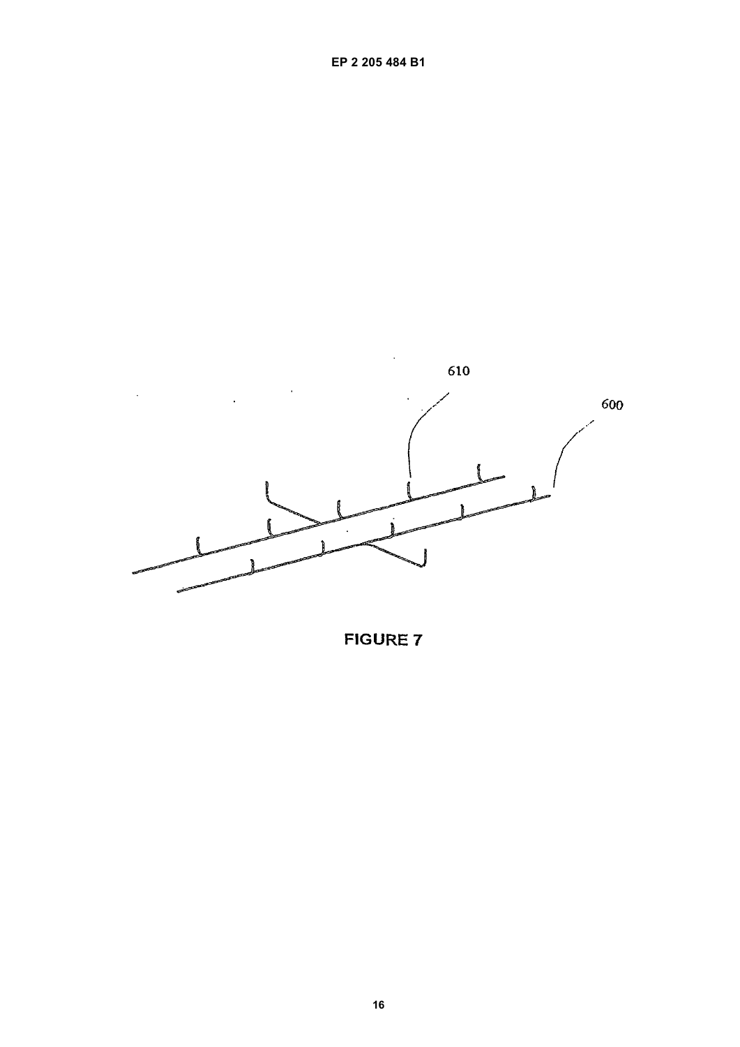610

600

FIGURE 7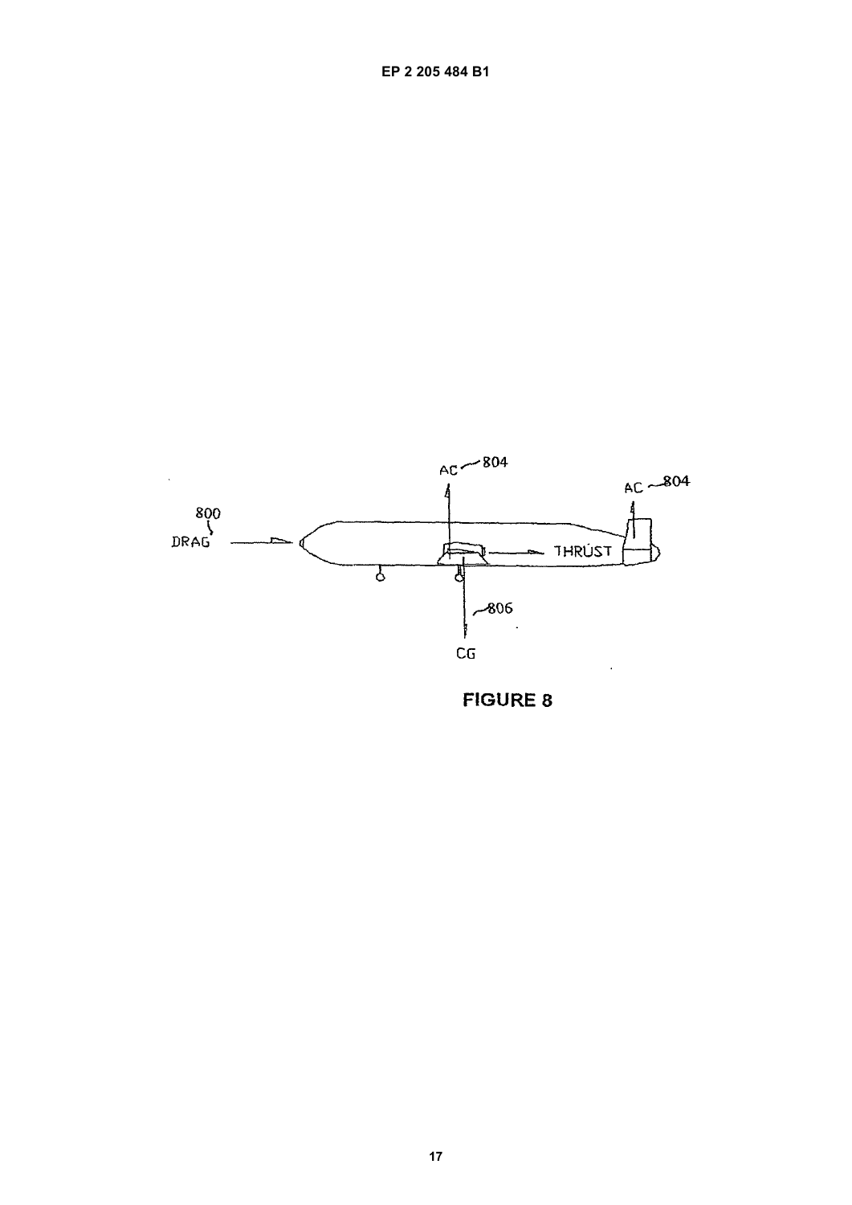FIGURE 8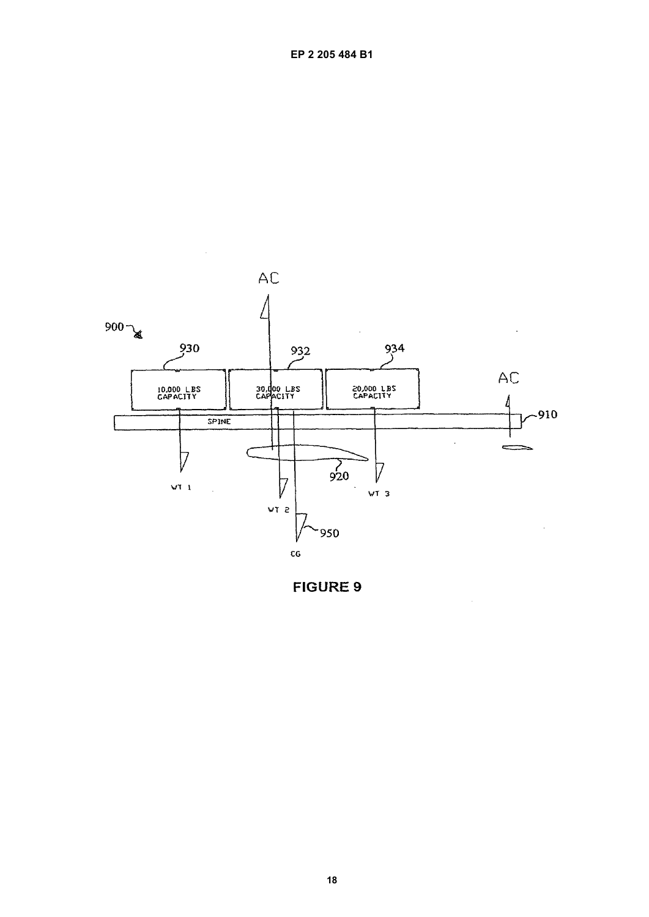FIGURE 9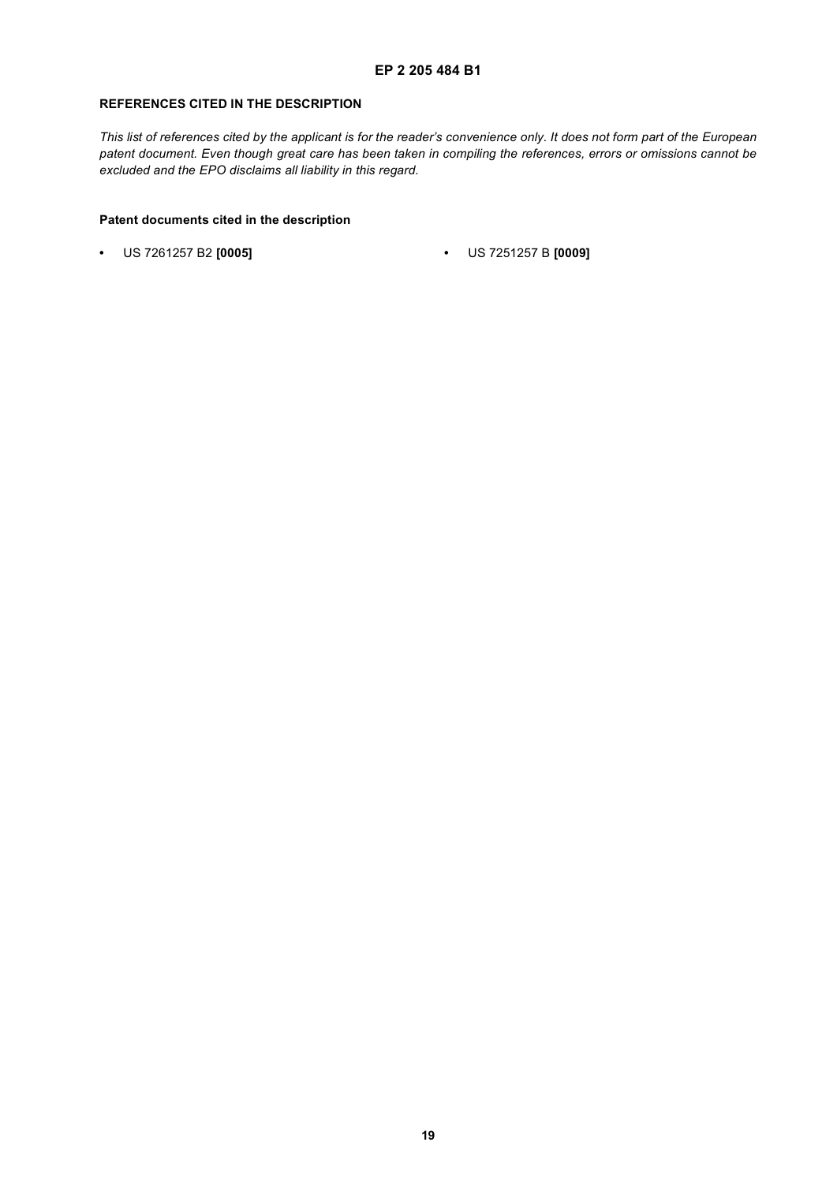## REFERENCES CITED IN THE DESCRIPTION

*This list of references cited by the applicant is for the reader's convenience only. It does not form part of the European patent document. Even though great care has been taken in compiling the references, errors or omissions cannot be excluded and the EPO disclaims all liability in this regard.*

### Patent documents cited in the description

- US 7261257 B2 **[0005]**
- US 7251257 B **[0009]**